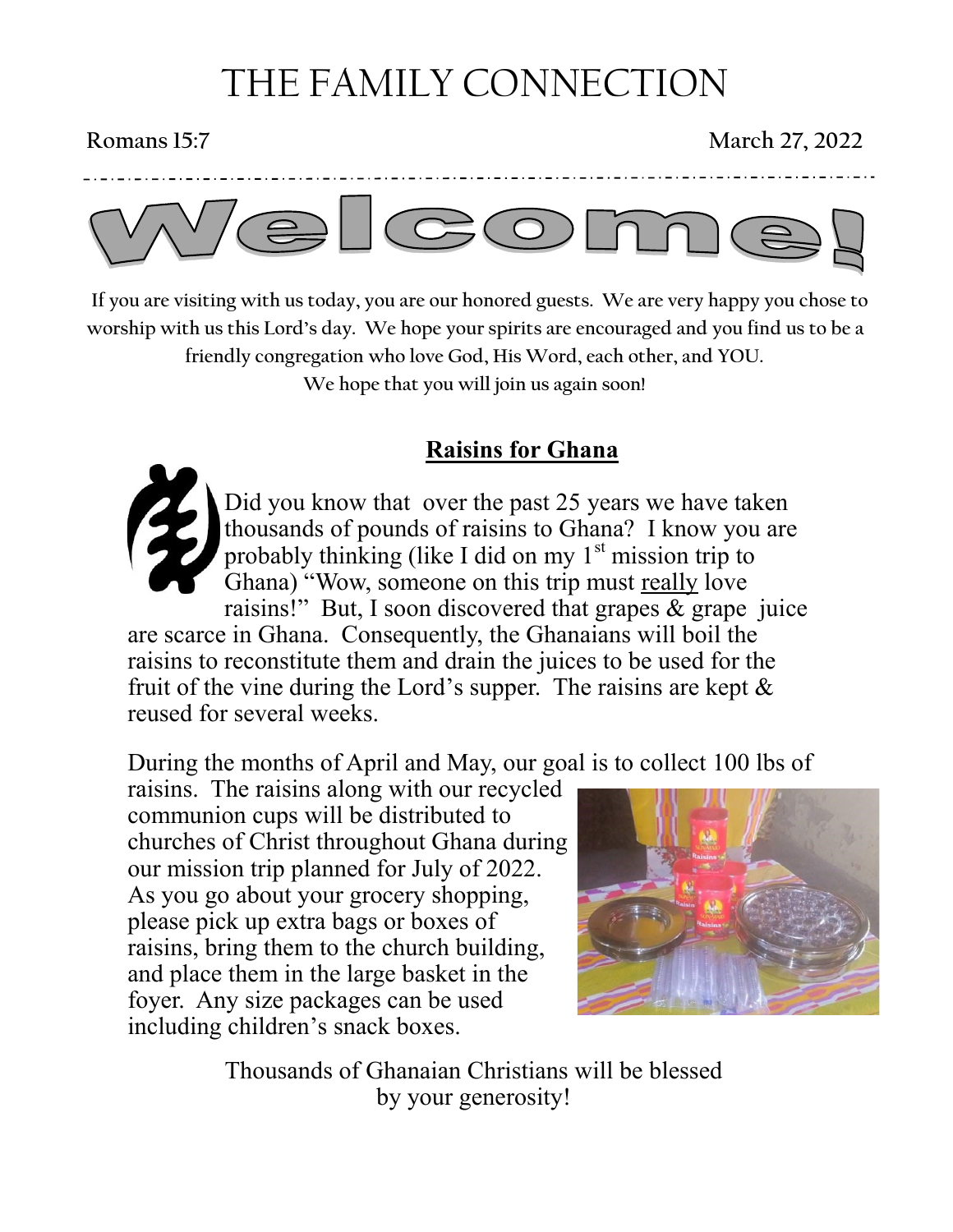# THE FAMILY CONNECTION

**Romans 15:7** **March 27, 2022**

## Welcome!

**If you are visiting with us today, you are our honored guests. We are very happy you chose to worship with us this Lord's day. We hope your spirits are encouraged and you find us to be a friendly congregation who love God, His Word, each other, and YOU. We hope that you will join us again soon!**

## Raisins for Ghana

Did you know that over the past 25 years we have taken thousands of pounds of raisins to Ghana? I know you are probably thinking (like I did on my 1st mission trip to Ghana) "Wow, someone on this trip must really love raisins!" But, I soon discovered that grapes & grape juice are scarce in Ghana. Consequently, the Ghanaians will boil the raisins to reconstitute them and drain the juices to be used for the fruit of the vine during the Lord's supper. The raisins are kept & reused for several weeks.

During the months of April and May, our goal is to collect 100 lbs of raisins. The raisins along with our recycled communion cups will be distributed to churches of Christ throughout Ghana during our mission trip planned for July of 2022. As you go about your grocery shopping, please pick up extra bags or boxes of raisins, bring them to the church building, and place them in the large basket in the foyer. Any size packages can be used including children's snack boxes.

Thousands of Ghanaian Christians will be blessed by your generosity!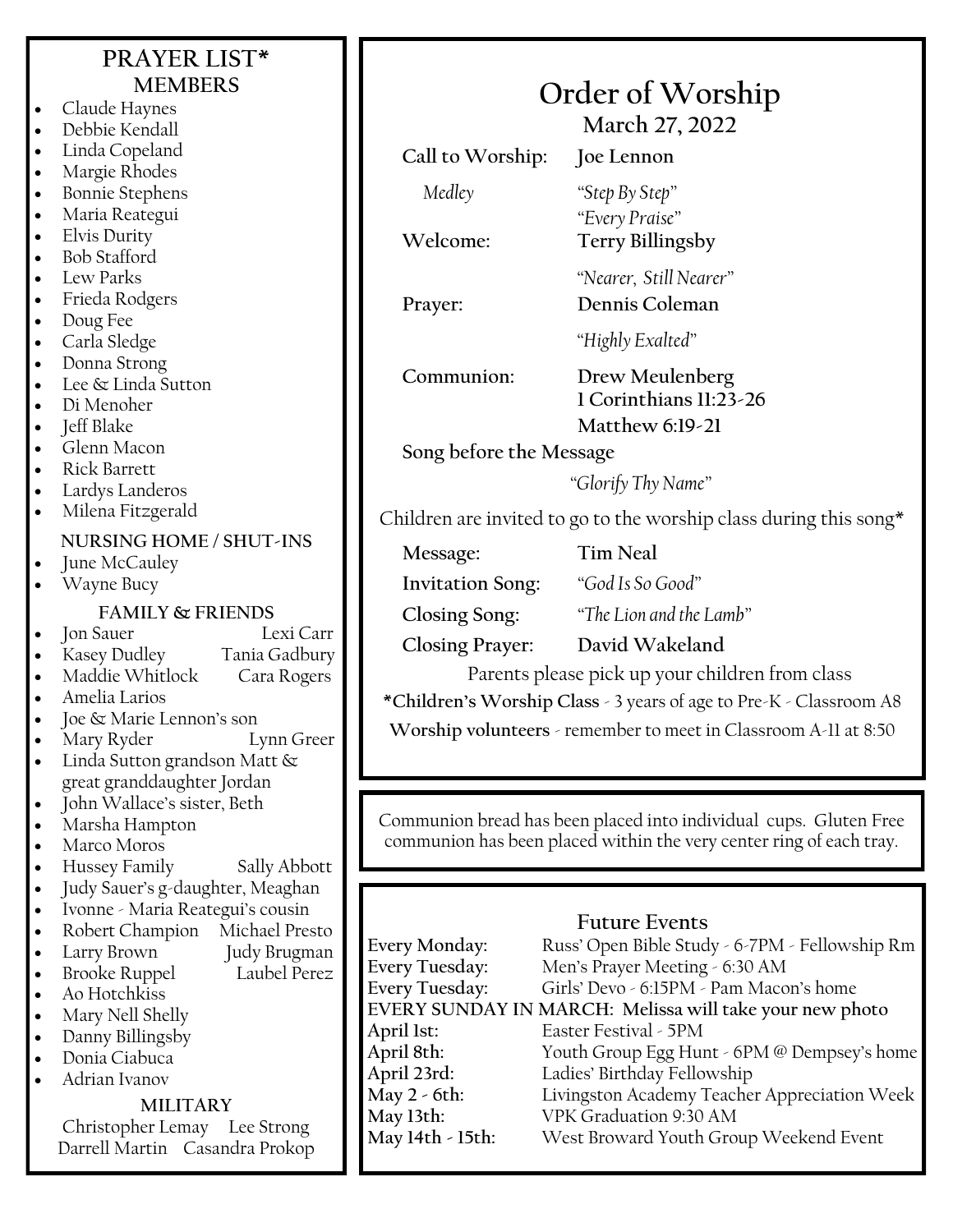## PRAYER LIST*

### MEMBERS

- Claude Haynes
- Debbie Kendall
- Linda Copeland
- Margie Rhodes
- Bonnie Stephens
- Maria Reategui
- Elvis Durity
- Bob Stafford
- Lew Parks
- Frieda Rodgers
- Doug Fee
- Carla Sledge
- Donna Strong
- Lee & Linda Sutton
- Di Menoher
- Jeff Blake
- Glenn Macon
- Rick Barrett
- Lardys Landeros
- Milena Fitzgerald

### NURSING HOME / SHUT-INS

- June McCauley
- Wayne Bucy

### FAMILY & FRIENDS

- Jon Sauer Lexi Carr
- Kasey Dudley Tania Gadbury
- Maddie Whitlock Cara Rogers
- Amelia Larios
- Joe & Marie Lennon's son
- Mary Ryder Lynn Greer
- Linda Sutton grandson Matt & great granddaughter Jordan
- John Wallace's sister, Beth
- Marsha Hampton
- Marco Moros
- Hussey Family Sally Abbott
- Judy Sauer's g-daughter, Meaghan
- Ivonne - Maria Reategui's cousin
- Robert Champion Michael Presto
- Larry Brown Judy Brugman
- Brooke Ruppel Laubel Perez
- Ao Hotchkiss
- Mary Nell Shelly
- Danny Billingsby
- Donia Ciabuca
- Adrian Ivanov

### MILITARY

Christopher Lemay Lee Strong
Darrell Martin Casandra Prokop

# Order of Worship

## March 27, 2022

**Call to Worship:** **Joe Lennon**

*Medley* *"Step By Step"*
*"Every Praise"*

**Welcome:** **Terry Billingsby**

*"Nearer, Still Nearer"*

**Prayer:** **Dennis Coleman**

*"Highly Exalted"*

**Communion:** **Drew Meulenberg**
**1 Corinthians 11:23-26**
**Matthew 6:19-21**

**Song before the Message**

*"Glorify Thy Name"*

Children are invited to go to the worship class during this song*

**Message:** **Tim Neal**

**Invitation Song:** *"God Is So Good"*

**Closing Song:** *"The Lion and the Lamb"*

**Closing Prayer:** **David Wakeland**

Parents please pick up your children from class

**\*Children's Worship Class** - 3 years of age to Pre-K - Classroom A8

**Worship volunteers** - remember to meet in Classroom A-11 at 8:50

Communion bread has been placed into individual cups. Gluten Free communion has been placed within the very center ring of each tray.

### Future Events

**Every Monday:** Russ' Open Bible Study - 6-7PM - Fellowship Rm
**Every Tuesday:** Men's Prayer Meeting - 6:30 AM
**Every Tuesday:** Girls' Devo - 6:15PM - Pam Macon's home
**EVERY SUNDAY IN MARCH: Melissa will take your new photo**
**April 1st:** Easter Festival - 5PM
**April 8th:** Youth Group Egg Hunt - 6PM @ Dempsey's home
**April 23rd:** Ladies' Birthday Fellowship
**May 2 - 6th:** Livingston Academy Teacher Appreciation Week
**May 13th:** VPK Graduation 9:30 AM
**May 14th - 15th:** West Broward Youth Group Weekend Event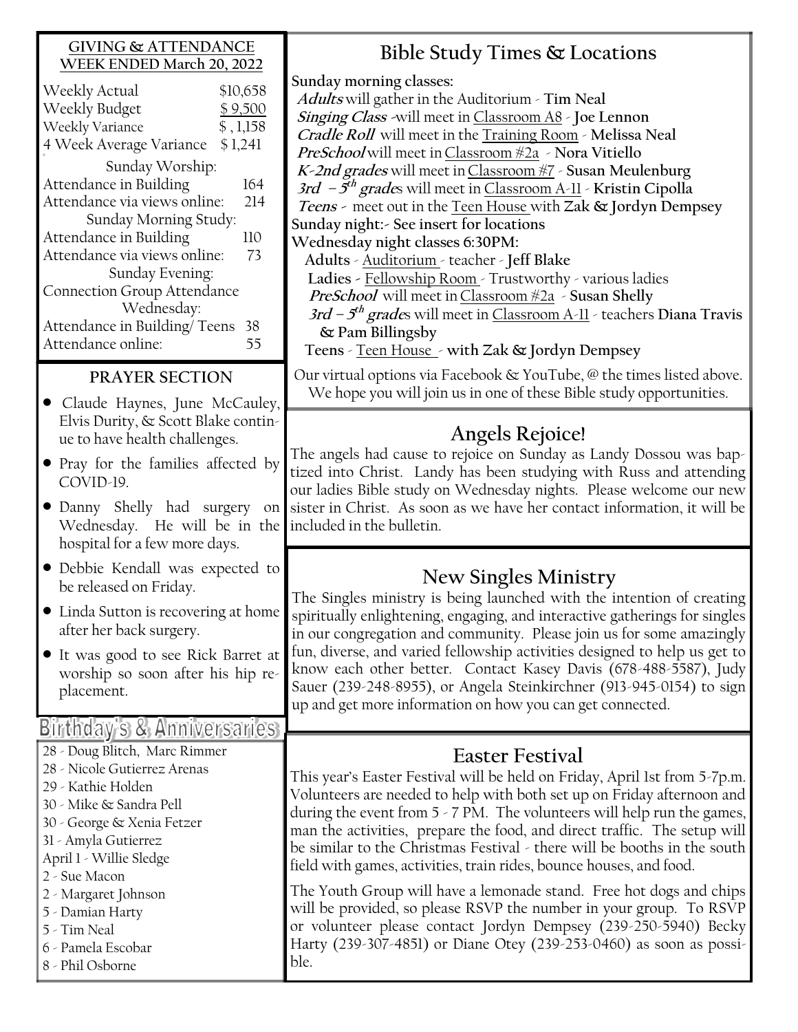## GIVING & ATTENDANCE WEEK ENDED March 20, 2022

| | |
|---|---|
| Weekly Actual | \$10,658 |
| Weekly Budget | \$ 9,500 |
| Weekly Variance | \$ , 1,158 |
| 4 Week Average Variance | \$ 1,241 |

Sunday Worship:

| | |
|---|---|
| Attendance in Building | 164 |
| Attendance via views online: | 214 |

Sunday Morning Study:

| | |
|---|---|
| Attendance in Building | 110 |
| Attendance via views online: | 73 |

Sunday Evening:

Connection Group Attendance

Wednesday:

| | |
|---|---|
| Attendance in Building/ Teens | 38 |
| Attendance online: | 55 |

## PRAYER SECTION

- Claude Haynes, June McCauley, Elvis Durity, & Scott Blake continue to have health challenges.
- Pray for the families affected by COVID-19.
- Danny Shelly had surgery on Wednesday. He will be in the hospital for a few more days.
- Debbie Kendall was expected to be released on Friday.
- Linda Sutton is recovering at home after her back surgery.
- It was good to see Rick Barret at worship so soon after his hip replacement.

## Birthday's & Anniversaries

28 - Doug Blitch, Marc Rimmer
28 - Nicole Gutierrez Arenas
29 - Kathie Holden
30 - Mike & Sandra Pell
30 - George & Xenia Fetzer
31 - Amyla Gutierrez
April 1 - Willie Sledge
2 - Sue Macon
2 - Margaret Johnson
5 - Damian Harty
5 - Tim Neal
6 - Pamela Escobar
8 - Phil Osborne

## Bible Study Times & Locations

**Sunday morning classes:**

***Adults*** will gather in the Auditorium - **Tim Neal**
***Singing Class*** -will meet in Classroom A8 - **Joe Lennon**
***Cradle Roll*** will meet in the Training Room - **Melissa Neal**
***PreSchool*** will meet in Classroom #2a - **Nora Vitiello**
***K-2nd grades*** will meet in Classroom #7 - **Susan Meulenburg**
***3rd – 5th grade***s will meet in Classroom A-11 - **Kristin Cipolla**
***Teens*** - meet out in the Teen House with **Zak & Jordyn Dempsey**

**Sunday night:- See insert for locations**

**Wednesday night classes 6:30PM:**

**Adults** - Auditorium - teacher - **Jeff Blake**
**Ladies** - Fellowship Room - Trustworthy - various ladies
***PreSchool*** will meet in Classroom #2a - **Susan Shelly**
***3rd – 5th grade***s will meet in Classroom A-11 - teachers **Diana Travis & Pam Billingsby**
**Teens** - Teen House - **with Zak & Jordyn Dempsey**

Our virtual options via Facebook & YouTube, @ the times listed above. We hope you will join us in one of these Bible study opportunities.

## Angels Rejoice!

The angels had cause to rejoice on Sunday as Landy Dossou was baptized into Christ. Landy has been studying with Russ and attending our ladies Bible study on Wednesday nights. Please welcome our new sister in Christ. As soon as we have her contact information, it will be included in the bulletin.

## New Singles Ministry

The Singles ministry is being launched with the intention of creating spiritually enlightening, engaging, and interactive gatherings for singles in our congregation and community. Please join us for some amazingly fun, diverse, and varied fellowship activities designed to help us get to know each other better. Contact Kasey Davis (678-488-5587), Judy Sauer (239-248-8955), or Angela Steinkirchner (913-945-0154) to sign up and get more information on how you can get connected.

## Easter Festival

This year's Easter Festival will be held on Friday, April 1st from 5-7p.m. Volunteers are needed to help with both set up on Friday afternoon and during the event from 5 - 7 PM. The volunteers will help run the games, man the activities, prepare the food, and direct traffic. The setup will be similar to the Christmas Festival - there will be booths in the south field with games, activities, train rides, bounce houses, and food.

The Youth Group will have a lemonade stand. Free hot dogs and chips will be provided, so please RSVP the number in your group. To RSVP or volunteer please contact Jordyn Dempsey (239-250-5940) Becky Harty (239-307-4851) or Diane Otey (239-253-0460) as soon as possible.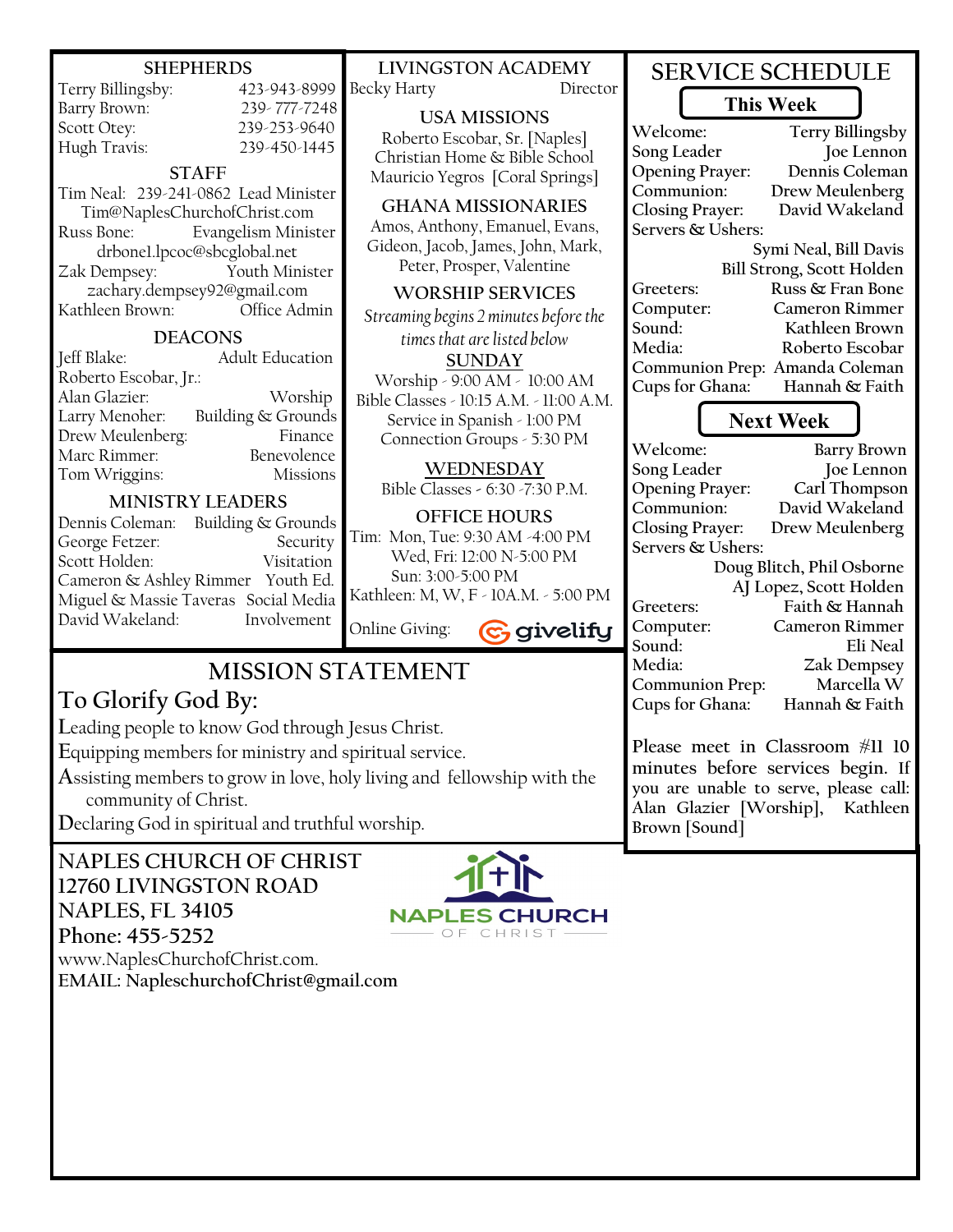## SHEPHERDS

Terry Billingsby: 423-943-8999
Barry Brown: 239- 777-7248
Scott Otey: 239-253-9640
Hugh Travis: 239-450-1445

## STAFF

Tim Neal: 239-241-0862 Lead Minister
Tim@NaplesChurchofChrist.com
Russ Bone: Evangelism Minister
drbone1.lpcoc@sbcglobal.net
Zak Dempsey: Youth Minister
zachary.dempsey92@gmail.com
Kathleen Brown: Office Admin

## DEACONS

Jeff Blake: Adult Education
Roberto Escobar, Jr.:
Alan Glazier: Worship
Larry Menoher: Building & Grounds
Drew Meulenberg: Finance
Marc Rimmer: Benevolence
Tom Wriggins: Missions

## MINISTRY LEADERS

Dennis Coleman: Building & Grounds
George Fetzer: Security
Scott Holden: Visitation
Cameron & Ashley Rimmer Youth Ed.
Miguel & Massie Taveras Social Media
David Wakeland: Involvement

## LIVINGSTON ACADEMY

Becky Harty Director

## USA MISSIONS

Roberto Escobar, Sr. [Naples]
Christian Home & Bible School
Mauricio Yegros [Coral Springs]

## GHANA MISSIONARIES

Amos, Anthony, Emanuel, Evans, Gideon, Jacob, James, John, Mark, Peter, Prosper, Valentine

## WORSHIP SERVICES

*Streaming begins 2 minutes before the times that are listed below*

**SUNDAY**

Worship - 9:00 AM - 10:00 AM
Bible Classes - 10:15 A.M. - 11:00 A.M.
Service in Spanish - 1:00 PM
Connection Groups - 5:30 PM

**WEDNESDAY**

Bible Classes - 6:30 -7:30 P.M.

## OFFICE HOURS

Tim: Mon, Tue: 9:30 AM -4:00 PM
Wed, Fri: 12:00 N-5:00 PM
Sun: 3:00-5:00 PM
Kathleen: M, W, F - 10A.M. - 5:00 PM

Online Giving: givelify

## SERVICE SCHEDULE

### This Week

Welcome: Terry Billingsby
Song Leader: Joe Lennon
Opening Prayer: Dennis Coleman
Communion: Drew Meulenberg
Closing Prayer: David Wakeland
Servers & Ushers:
Symi Neal, Bill Davis
Bill Strong, Scott Holden
Greeters: Russ & Fran Bone
Computer: Cameron Rimmer
Sound: Kathleen Brown
Media: Roberto Escobar
Communion Prep: Amanda Coleman
Cups for Ghana: Hannah & Faith

### Next Week

Welcome: Barry Brown
Song Leader: Joe Lennon
Opening Prayer: Carl Thompson
Communion: David Wakeland
Closing Prayer: Drew Meulenberg
Servers & Ushers:
Doug Blitch, Phil Osborne
AJ Lopez, Scott Holden
Greeters: Faith & Hannah
Computer: Cameron Rimmer
Sound: Eli Neal
Media: Zak Dempsey
Communion Prep: Marcella W
Cups for Ghana: Hannah & Faith

Please meet in Classroom #11 10 minutes before services begin. If you are unable to serve, please call: Alan Glazier [Worship], Kathleen Brown [Sound]

## MISSION STATEMENT

### To Glorify God By:

Leading people to know God through Jesus Christ.
Equipping members for ministry and spiritual service.
Assisting members to grow in love, holy living and fellowship with the community of Christ.
Declaring God in spiritual and truthful worship.

**NAPLES CHURCH OF CHRIST**
**12760 LIVINGSTON ROAD**
**NAPLES, FL 34105**
**Phone: 455-5252**
www.NaplesChurchofChrist.com.
**EMAIL: NapleschurchofChrist@gmail.com**

NAPLES CHURCH OF CHRIST